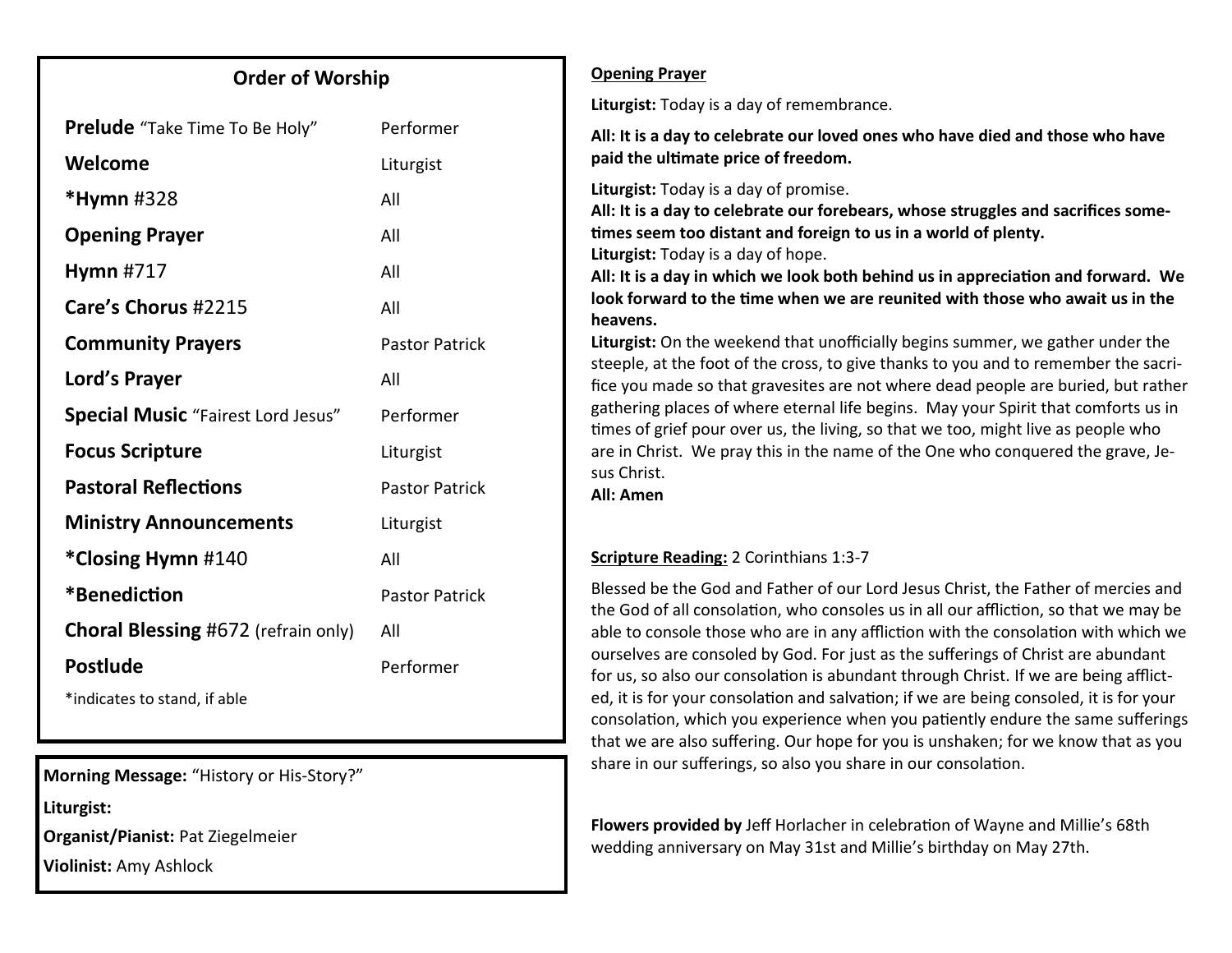## Order of Worship

| | |
|---|---|
| **Prelude** "Take Time To Be Holy" | Performer |
| **Welcome** | Liturgist |
| ***Hymn** #328 | All |
| **Opening Prayer** | All |
| **Hymn** #717 | All |
| **Care's Chorus** #2215 | All |
| **Community Prayers** | Pastor Patrick |
| **Lord's Prayer** | All |
| **Special Music** "Fairest Lord Jesus" | Performer |
| **Focus Scripture** | Liturgist |
| **Pastoral Reflections** | Pastor Patrick |
| **Ministry Announcements** | Liturgist |
| ***Closing Hymn** #140 | All |
| ***Benediction** | Pastor Patrick |
| **Choral Blessing** #672 (refrain only) | All |
| **Postlude** | Performer |

*indicates to stand, if able

**Morning Message:** "History or His-Story?"

**Liturgist:**

**Organist/Pianist:** Pat Ziegelmeier

**Violinist:** Amy Ashlock

**Opening Prayer**

**Liturgist:** Today is a day of remembrance.

**All: It is a day to celebrate our loved ones who have died and those who have paid the ultimate price of freedom.**

**Liturgist:** Today is a day of promise.

**All: It is a day to celebrate our forebears, whose struggles and sacrifices sometimes seem too distant and foreign to us in a world of plenty.**

**Liturgist:** Today is a day of hope.

**All: It is a day in which we look both behind us in appreciation and forward. We look forward to the time when we are reunited with those who await us in the heavens.**

**Liturgist:** On the weekend that unofficially begins summer, we gather under the steeple, at the foot of the cross, to give thanks to you and to remember the sacrifice you made so that gravesites are not where dead people are buried, but rather gathering places of where eternal life begins. May your Spirit that comforts us in times of grief pour over us, the living, so that we too, might live as people who are in Christ. We pray this in the name of the One who conquered the grave, Jesus Christ.

**All: Amen**

**Scripture Reading:** 2 Corinthians 1:3-7

Blessed be the God and Father of our Lord Jesus Christ, the Father of mercies and the God of all consolation, who consoles us in all our affliction, so that we may be able to console those who are in any affliction with the consolation with which we ourselves are consoled by God. For just as the sufferings of Christ are abundant for us, so also our consolation is abundant through Christ. If we are being afflicted, it is for your consolation and salvation; if we are being consoled, it is for your consolation, which you experience when you patiently endure the same sufferings that we are also suffering. Our hope for you is unshaken; for we know that as you share in our sufferings, so also you share in our consolation.

**Flowers provided by** Jeff Horlacher in celebration of Wayne and Millie's 68th wedding anniversary on May 31st and Millie's birthday on May 27th.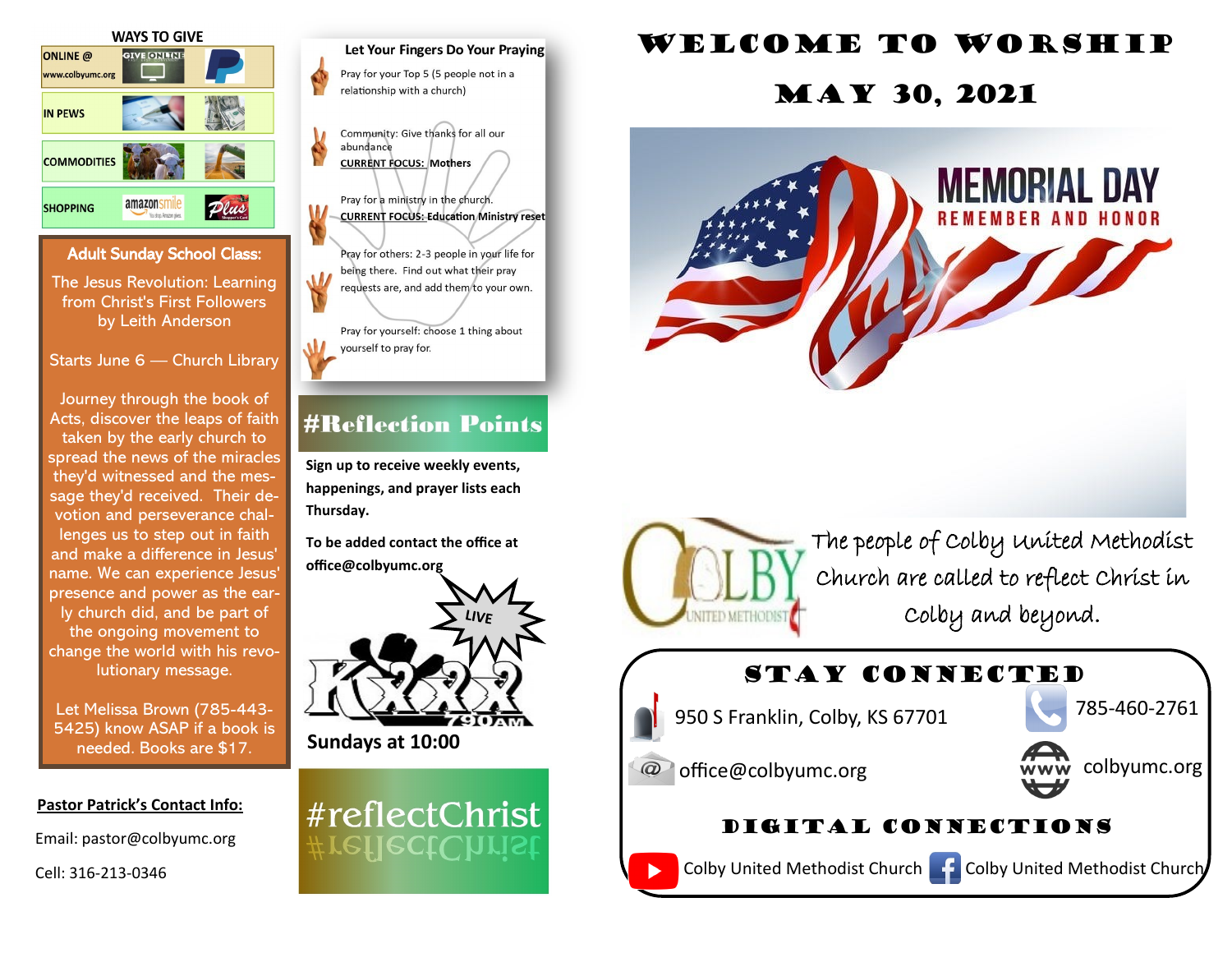## WAYS TO GIVE

- ONLINE @ www.colbyumc.org — GIVE ONLINE
- IN PEWS
- COMMODITIES
- SHOPPING — amazonsmile — Plus

### Adult Sunday School Class:

The Jesus Revolution: Learning from Christ's First Followers by Leith Anderson

Starts June 6 — Church Library

Journey through the book of Acts, discover the leaps of faith taken by the early church to spread the news of the miracles they'd witnessed and the message they'd received. Their devotion and perseverance challenges us to step out in faith and make a difference in Jesus' name. We can experience Jesus' presence and power as the early church did, and be part of the ongoing movement to change the world with his revolutionary message.

Let Melissa Brown (785-443-5425) know ASAP if a book is needed. Books are $17.

**Pastor Patrick's Contact Info:**

Email: pastor@colbyumc.org

Cell: 316-213-0346

### Let Your Fingers Do Your Praying

Pray for your Top 5 (5 people not in a relationship with a church)

Community: Give thanks for all our abundance
**CURRENT FOCUS: Mothers**

Pray for a ministry in the church.
**CURRENT FOCUS: Education Ministry reset**

Pray for others: 2-3 people in your life for being there. Find out what their pray requests are, and add them to your own.

Pray for yourself: choose 1 thing about yourself to pray for.

## #Reflection Points

**Sign up to receive weekly events, happenings, and prayer lists each Thursday.**

**To be added contact the office at office@colbyumc.org**

LIVE

KXXX 790AM

**Sundays at 10:00**

#reflectChrist

# WELCOME TO WORSHIP

# MAY 30, 2021

MEMORIAL DAY
REMEMBER AND HONOR

COLBY UNITED METHODIST

The people of Colby United Methodist Church are called to reflect Christ in Colby and beyond.

## STAY CONNECTED

950 S Franklin, Colby, KS 67701

785-460-2761

office@colbyumc.org

colbyumc.org

## DIGITAL CONNECTIONS

Colby United Methodist Church

Colby United Methodist Church